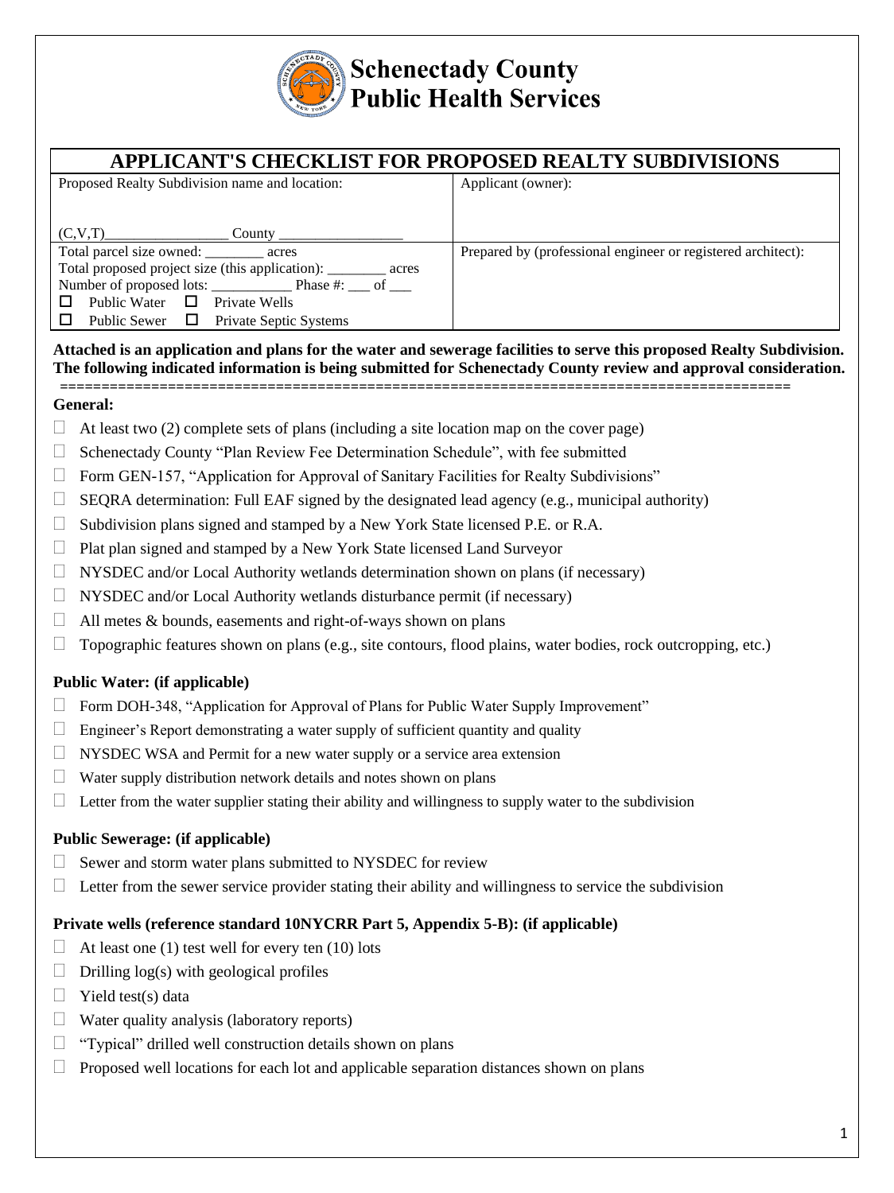# Schenectady County Public Health Services

## APPLICANT'S CHECKLIST FOR PROPOSED REALTY SUBDIVISIONS

| Proposed Realty Subdivision name and location:<br><br>(C,V,T)________________ County ________________ | Applicant (owner): |
|---|---|
| Total parcel size owned: ________ acres<br>Total proposed project size (this application): ________ acres<br>Number of proposed lots: ___________ Phase #: ___ of ___<br>☐ Public Water ☐ Private Wells<br>☐ Public Sewer ☐ Private Septic Systems | Prepared by (professional engineer or registered architect): |

**Attached is an application and plans for the water and sewerage facilities to serve this proposed Realty Subdivision. The following indicated information is being submitted for Schenectady County review and approval consideration.**

=========================================================================================

### General:

- ☐ At least two (2) complete sets of plans (including a site location map on the cover page)
- ☐ Schenectady County "Plan Review Fee Determination Schedule", with fee submitted
- ☐ Form GEN-157, "Application for Approval of Sanitary Facilities for Realty Subdivisions"
- ☐ SEQRA determination: Full EAF signed by the designated lead agency (e.g., municipal authority)
- ☐ Subdivision plans signed and stamped by a New York State licensed P.E. or R.A.
- ☐ Plat plan signed and stamped by a New York State licensed Land Surveyor
- ☐ NYSDEC and/or Local Authority wetlands determination shown on plans (if necessary)
- ☐ NYSDEC and/or Local Authority wetlands disturbance permit (if necessary)
- ☐ All metes & bounds, easements and right-of-ways shown on plans
- ☐ Topographic features shown on plans (e.g., site contours, flood plains, water bodies, rock outcropping, etc.)

### Public Water: (if applicable)

- ☐ Form DOH-348, "Application for Approval of Plans for Public Water Supply Improvement"
- ☐ Engineer's Report demonstrating a water supply of sufficient quantity and quality
- ☐ NYSDEC WSA and Permit for a new water supply or a service area extension
- ☐ Water supply distribution network details and notes shown on plans
- ☐ Letter from the water supplier stating their ability and willingness to supply water to the subdivision

### Public Sewerage: (if applicable)

- ☐ Sewer and storm water plans submitted to NYSDEC for review
- ☐ Letter from the sewer service provider stating their ability and willingness to service the subdivision

### Private wells (reference standard 10NYCRR Part 5, Appendix 5-B): (if applicable)

- ☐ At least one (1) test well for every ten (10) lots
- ☐ Drilling log(s) with geological profiles
- ☐ Yield test(s) data
- ☐ Water quality analysis (laboratory reports)
- ☐ "Typical" drilled well construction details shown on plans
- ☐ Proposed well locations for each lot and applicable separation distances shown on plans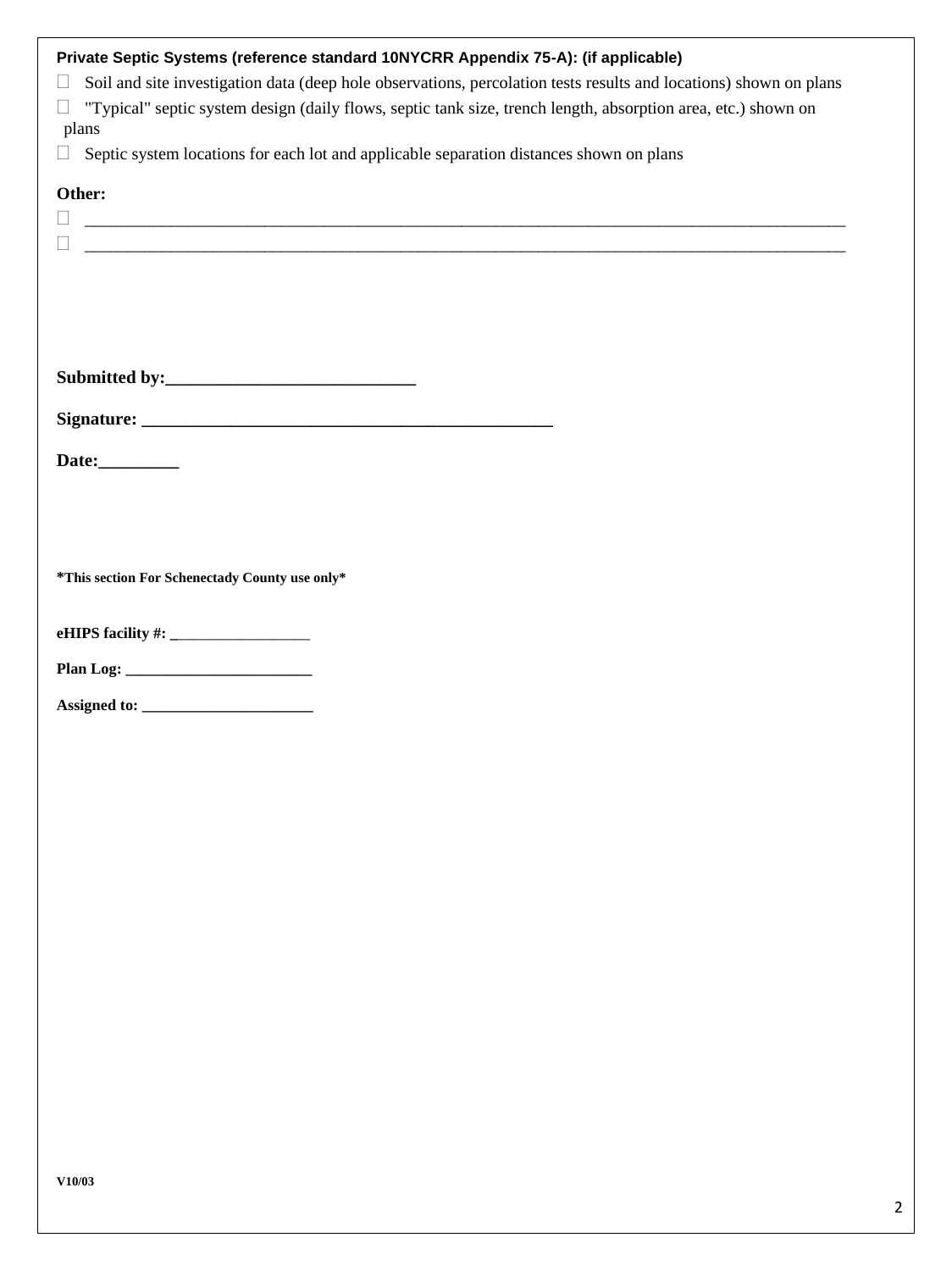**Private Septic Systems (reference standard 10NYCRR Appendix 75-A): (if applicable)**

- ☐ Soil and site investigation data (deep hole observations, percolation tests results and locations) shown on plans
- ☐ "Typical" septic system design (daily flows, septic tank size, trench length, absorption area, etc.) shown on plans
- ☐ Septic system locations for each lot and applicable separation distances shown on plans

**Other:**

- ☐ ______________________________________________________________________________________
- ☐ ______________________________________________________________________________________

**Submitted by:____________________________**

**Signature: ______________________________________________**

**Date:_________**

***This section For Schenectady County use only***

**eHIPS facility #:** __________________

**Plan Log: ________________________**

**Assigned to: ______________________**

**V10/03**